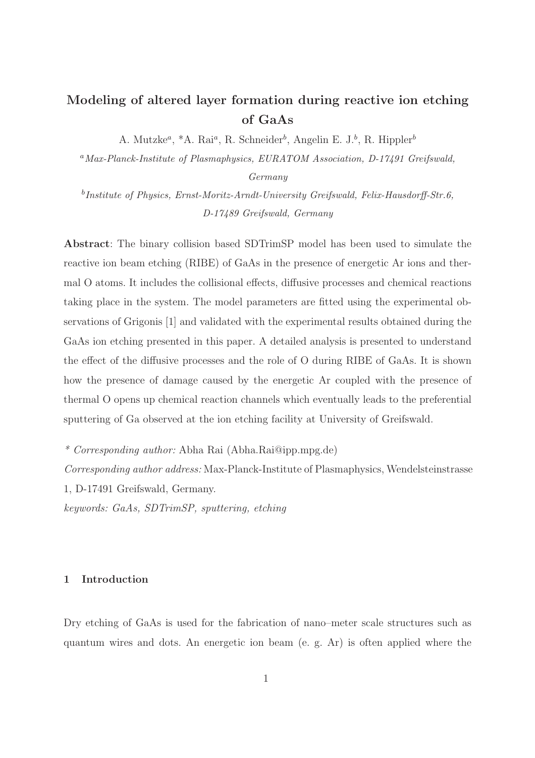# Modeling of altered layer formation during reactive ion etching of GaAs

A. Mutzke[a], *A. Rai[a], R. Schneider[b], Angelin E. J.[b], R. Hippler[b]

[a] *Max-Planck-Institute of Plasmaphysics, EURATOM Association, D-17491 Greifswald, Germany*

[b] *Institute of Physics, Ernst-Moritz-Arndt-University Greifswald, Felix-Hausdorff-Str.6, D-17489 Greifswald, Germany*

**Abstract**: The binary collision based SDTrimSP model has been used to simulate the reactive ion beam etching (RIBE) of GaAs in the presence of energetic Ar ions and thermal O atoms. It includes the collisional effects, diffusive processes and chemical reactions taking place in the system. The model parameters are fitted using the experimental observations of Grigonis [1] and validated with the experimental results obtained during the GaAs ion etching presented in this paper. A detailed analysis is presented to understand the effect of the diffusive processes and the role of O during RIBE of GaAs. It is shown how the presence of damage caused by the energetic Ar coupled with the presence of thermal O opens up chemical reaction channels which eventually leads to the preferential sputtering of Ga observed at the ion etching facility at University of Greifswald.

*\* Corresponding author:* Abha Rai (Abha.Rai@ipp.mpg.de)

*Corresponding author address:* Max-Planck-Institute of Plasmaphysics, Wendelsteinstrasse 1, D-17491 Greifswald, Germany.

*keywords: GaAs, SDTrimSP, sputtering, etching*

## 1 Introduction

Dry etching of GaAs is used for the fabrication of nano–meter scale structures such as quantum wires and dots. An energetic ion beam (e. g. Ar) is often applied where the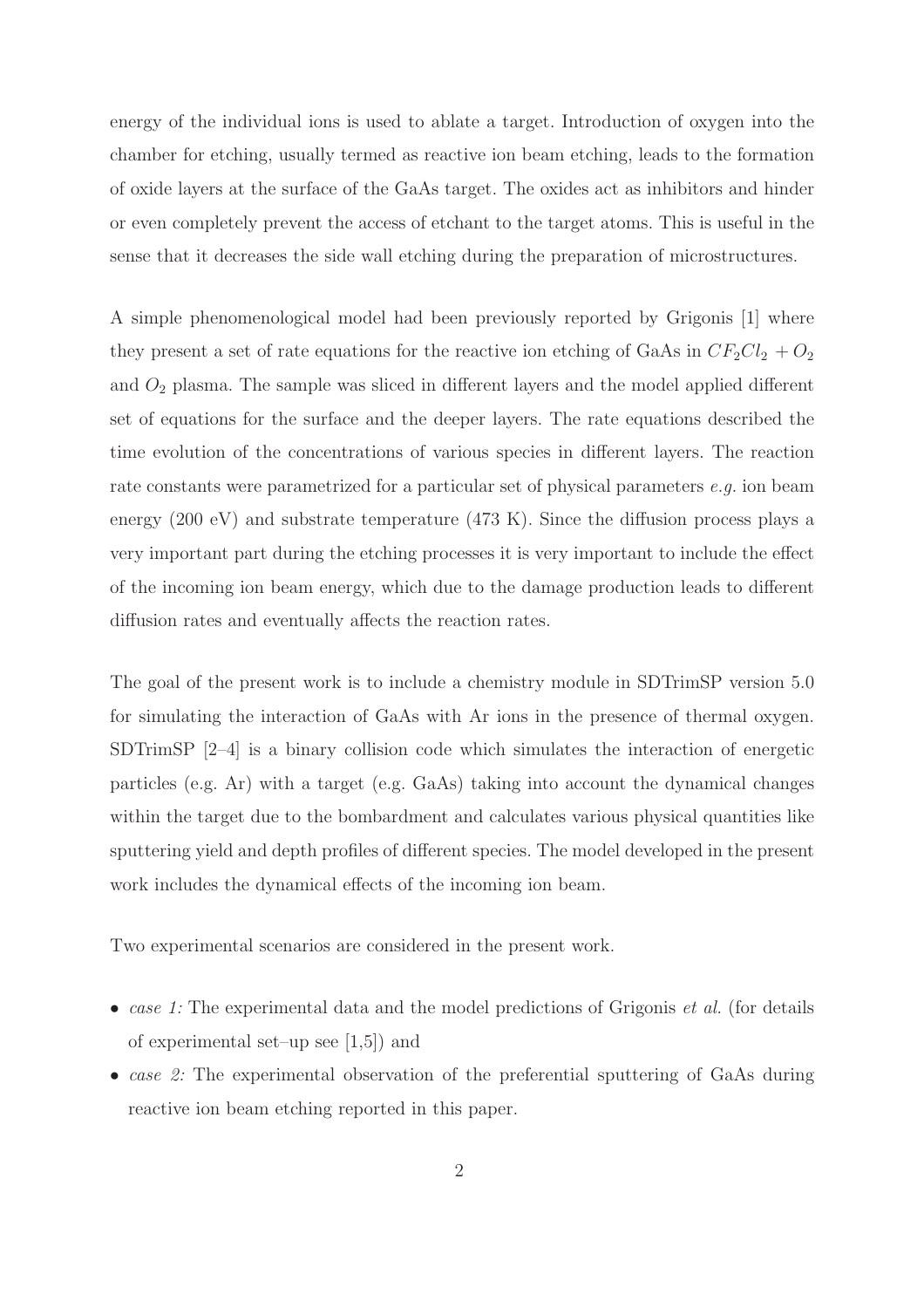energy of the individual ions is used to ablate a target. Introduction of oxygen into the chamber for etching, usually termed as reactive ion beam etching, leads to the formation of oxide layers at the surface of the GaAs target. The oxides act as inhibitors and hinder or even completely prevent the access of etchant to the target atoms. This is useful in the sense that it decreases the side wall etching during the preparation of microstructures.

A simple phenomenological model had been previously reported by Grigonis [1] where they present a set of rate equations for the reactive ion etching of GaAs in $CF_2Cl_2 + O_2$ and $O_2$ plasma. The sample was sliced in different layers and the model applied different set of equations for the surface and the deeper layers. The rate equations described the time evolution of the concentrations of various species in different layers. The reaction rate constants were parametrized for a particular set of physical parameters *e.g.* ion beam energy (200 eV) and substrate temperature (473 K). Since the diffusion process plays a very important part during the etching processes it is very important to include the effect of the incoming ion beam energy, which due to the damage production leads to different diffusion rates and eventually affects the reaction rates.

The goal of the present work is to include a chemistry module in SDTrimSP version 5.0 for simulating the interaction of GaAs with Ar ions in the presence of thermal oxygen. SDTrimSP [2–4] is a binary collision code which simulates the interaction of energetic particles (e.g. Ar) with a target (e.g. GaAs) taking into account the dynamical changes within the target due to the bombardment and calculates various physical quantities like sputtering yield and depth profiles of different species. The model developed in the present work includes the dynamical effects of the incoming ion beam.

Two experimental scenarios are considered in the present work.

- *case 1:* The experimental data and the model predictions of Grigonis *et al.* (for details of experimental set–up see [1,5]) and
- *case 2:* The experimental observation of the preferential sputtering of GaAs during reactive ion beam etching reported in this paper.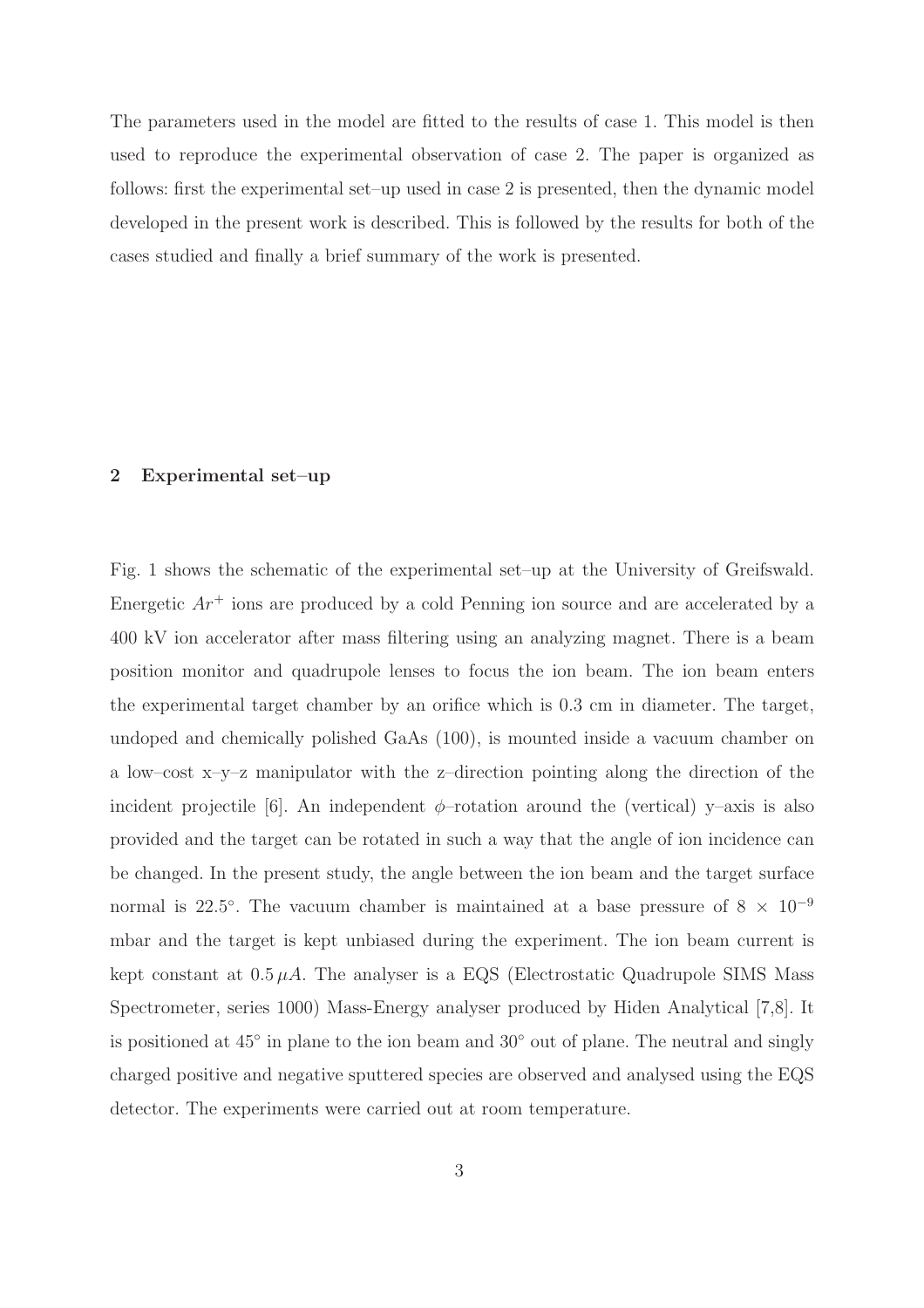The parameters used in the model are fitted to the results of case 1. This model is then used to reproduce the experimental observation of case 2. The paper is organized as follows: first the experimental set–up used in case 2 is presented, then the dynamic model developed in the present work is described. This is followed by the results for both of the cases studied and finally a brief summary of the work is presented.

## 2 Experimental set–up

Fig. 1 shows the schematic of the experimental set–up at the University of Greifswald. Energetic $Ar^+$ ions are produced by a cold Penning ion source and are accelerated by a 400 kV ion accelerator after mass filtering using an analyzing magnet. There is a beam position monitor and quadrupole lenses to focus the ion beam. The ion beam enters the experimental target chamber by an orifice which is 0.3 cm in diameter. The target, undoped and chemically polished GaAs (100), is mounted inside a vacuum chamber on a low–cost x–y–z manipulator with the z–direction pointing along the direction of the incident projectile [6]. An independent $\phi$–rotation around the (vertical) y–axis is also provided and the target can be rotated in such a way that the angle of ion incidence can be changed. In the present study, the angle between the ion beam and the target surface normal is 22.5°. The vacuum chamber is maintained at a base pressure of $8 \times 10^{-9}$ mbar and the target is kept unbiased during the experiment. The ion beam current is kept constant at $0.5\,\mu A$. The analyser is a EQS (Electrostatic Quadrupole SIMS Mass Spectrometer, series 1000) Mass-Energy analyser produced by Hiden Analytical [7,8]. It is positioned at 45° in plane to the ion beam and 30° out of plane. The neutral and singly charged positive and negative sputtered species are observed and analysed using the EQS detector. The experiments were carried out at room temperature.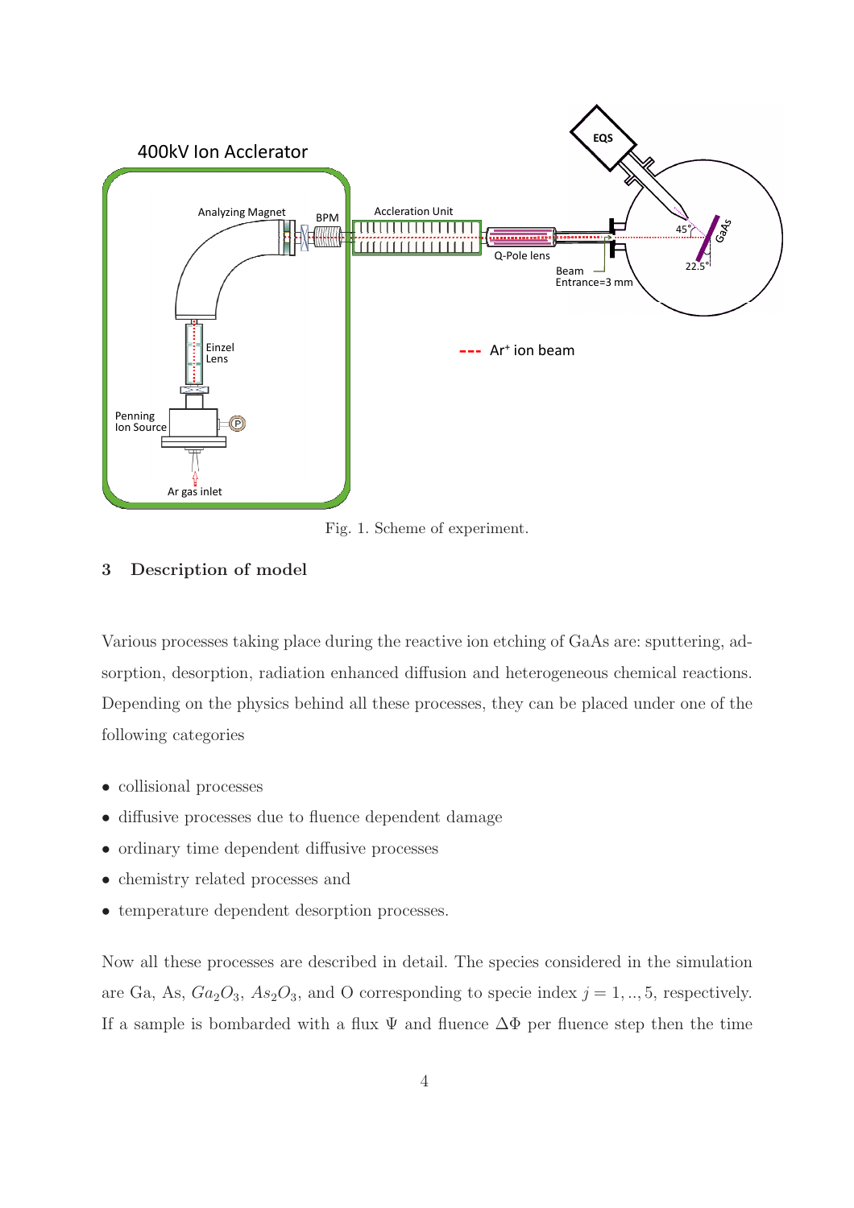Fig. 1. Scheme of experiment.

## 3 Description of model

Various processes taking place during the reactive ion etching of GaAs are: sputtering, adsorption, desorption, radiation enhanced diffusion and heterogeneous chemical reactions. Depending on the physics behind all these processes, they can be placed under one of the following categories

- collisional processes
- diffusive processes due to fluence dependent damage
- ordinary time dependent diffusive processes
- chemistry related processes and
- temperature dependent desorption processes.

Now all these processes are described in detail. The species considered in the simulation are Ga, As, $Ga_2O_3$, $As_2O_3$, and O corresponding to specie index $j = 1, .., 5$, respectively. If a sample is bombarded with a flux $\Psi$ and fluence $\Delta\Phi$ per fluence step then the time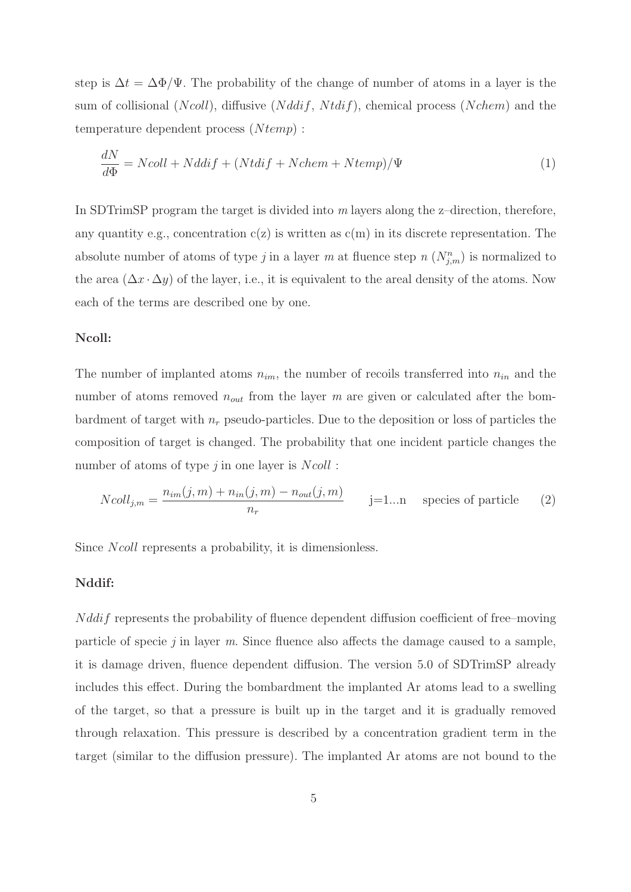step is $\Delta t = \Delta\Phi/\Psi$. The probability of the change of number of atoms in a layer is the sum of collisional ($Ncoll$), diffusive ($Nddif$, $Ntdif$), chemical process ($Nchem$) and the temperature dependent process ($Ntemp$) :

$$\frac{dN}{d\Phi} = Ncoll + Nddif + (Ntdif + Nchem + Ntemp)/\Psi \tag{1}$$

In SDTrimSP program the target is divided into $m$ layers along the z–direction, therefore, any quantity e.g., concentration c(z) is written as c(m) in its discrete representation. The absolute number of atoms of type $j$ in a layer $m$ at fluence step $n$ ($N^n_{j,m}$) is normalized to the area ($\Delta x \cdot \Delta y$) of the layer, i.e., it is equivalent to the areal density of the atoms. Now each of the terms are described one by one.

**Ncoll:**

The number of implanted atoms $n_{im}$, the number of recoils transferred into $n_{in}$ and the number of atoms removed $n_{out}$ from the layer $m$ are given or calculated after the bombardment of target with $n_r$ pseudo-particles. Due to the deposition or loss of particles the composition of target is changed. The probability that one incident particle changes the number of atoms of type $j$ in one layer is $Ncoll$ :

$$Ncoll_{j,m} = \frac{n_{im}(j,m) + n_{in}(j,m) - n_{out}(j,m)}{n_r} \qquad \text{j=1...n} \quad \text{species of particle} \tag{2}$$

Since $Ncoll$ represents a probability, it is dimensionless.

**Nddif:**

$Nddif$ represents the probability of fluence dependent diffusion coefficient of free–moving particle of specie $j$ in layer $m$. Since fluence also affects the damage caused to a sample, it is damage driven, fluence dependent diffusion. The version 5.0 of SDTrimSP already includes this effect. During the bombardment the implanted Ar atoms lead to a swelling of the target, so that a pressure is built up in the target and it is gradually removed through relaxation. This pressure is described by a concentration gradient term in the target (similar to the diffusion pressure). The implanted Ar atoms are not bound to the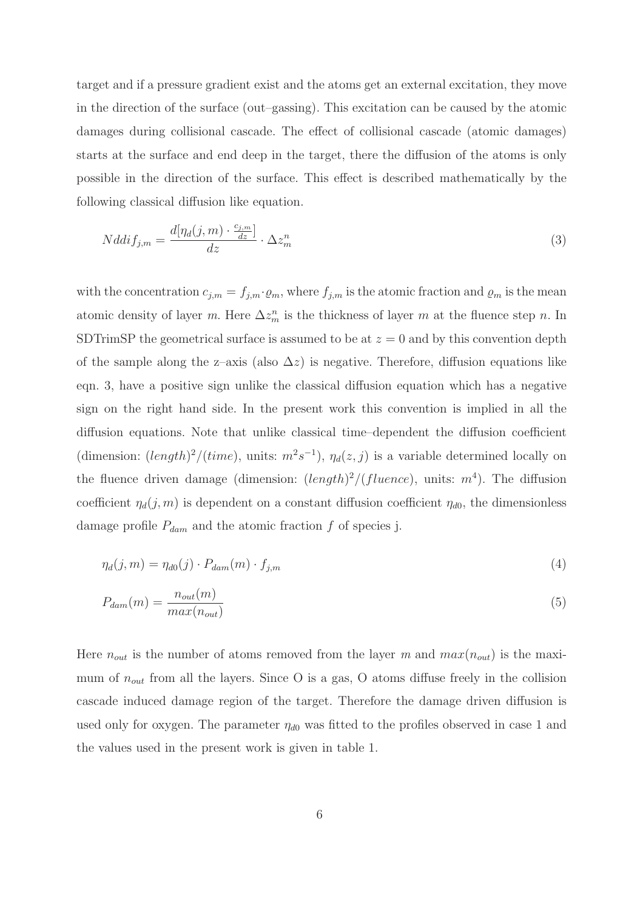target and if a pressure gradient exist and the atoms get an external excitation, they move in the direction of the surface (out–gassing). This excitation can be caused by the atomic damages during collisional cascade. The effect of collisional cascade (atomic damages) starts at the surface and end deep in the target, there the diffusion of the atoms is only possible in the direction of the surface. This effect is described mathematically by the following classical diffusion like equation.

$$Nddif_{j,m} = \frac{d[\eta_d(j,m) \cdot \frac{c_{j,m}}{dz}]}{dz} \cdot \Delta z_m^n \tag{3}$$

with the concentration $c_{j,m} = f_{j,m} \cdot \varrho_m$, where $f_{j,m}$ is the atomic fraction and $\varrho_m$ is the mean atomic density of layer $m$. Here $\Delta z_m^n$ is the thickness of layer $m$ at the fluence step $n$. In SDTrimSP the geometrical surface is assumed to be at $z = 0$ and by this convention depth of the sample along the z–axis (also $\Delta z$) is negative. Therefore, diffusion equations like eqn. 3, have a positive sign unlike the classical diffusion equation which has a negative sign on the right hand side. In the present work this convention is implied in all the diffusion equations. Note that unlike classical time–dependent the diffusion coefficient (dimension: $(length)^2/(time)$, units: $m^2s^{-1}$), $\eta_d(z,j)$ is a variable determined locally on the fluence driven damage (dimension: $(length)^2/(fluence)$, units: $m^4$). The diffusion coefficient $\eta_d(j,m)$ is dependent on a constant diffusion coefficient $\eta_{d0}$, the dimensionless damage profile $P_{dam}$ and the atomic fraction $f$ of species j.

$$\eta_d(j,m) = \eta_{d0}(j) \cdot P_{dam}(m) \cdot f_{j,m} \tag{4}$$

$$P_{dam}(m) = \frac{n_{out}(m)}{max(n_{out})} \tag{5}$$

Here $n_{out}$ is the number of atoms removed from the layer $m$ and $max(n_{out})$ is the maximum of $n_{out}$ from all the layers. Since O is a gas, O atoms diffuse freely in the collision cascade induced damage region of the target. Therefore the damage driven diffusion is used only for oxygen. The parameter $\eta_{d0}$ was fitted to the profiles observed in case 1 and the values used in the present work is given in table 1.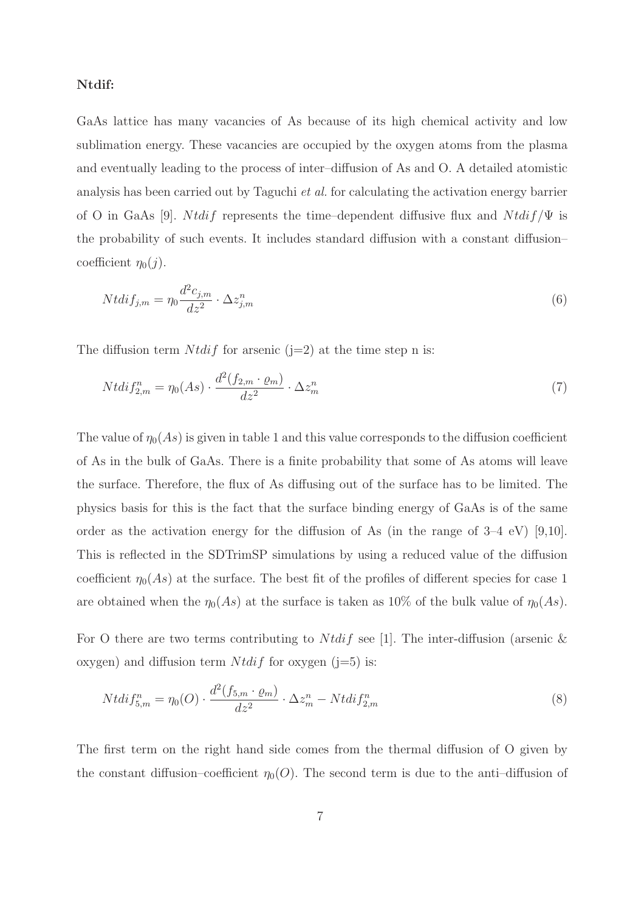**Ntdif:**

GaAs lattice has many vacancies of As because of its high chemical activity and low sublimation energy. These vacancies are occupied by the oxygen atoms from the plasma and eventually leading to the process of inter–diffusion of As and O. A detailed atomistic analysis has been carried out by Taguchi *et al.* for calculating the activation energy barrier of O in GaAs [9]. $Ntdif$ represents the time–dependent diffusive flux and $Ntdif/\Psi$ is the probability of such events. It includes standard diffusion with a constant diffusion–coefficient $\eta_0(j)$.

$$Ntdif_{j,m} = \eta_0 \frac{d^2 c_{j,m}}{dz^2} \cdot \Delta z^n_{j,m} \tag{6}$$

The diffusion term $Ntdif$ for arsenic (j=2) at the time step n is:

$$Ntdif^n_{2,m} = \eta_0(As) \cdot \frac{d^2(f_{2,m} \cdot \varrho_m)}{dz^2} \cdot \Delta z^n_m \tag{7}$$

The value of $\eta_0(As)$ is given in table 1 and this value corresponds to the diffusion coefficient of As in the bulk of GaAs. There is a finite probability that some of As atoms will leave the surface. Therefore, the flux of As diffusing out of the surface has to be limited. The physics basis for this is the fact that the surface binding energy of GaAs is of the same order as the activation energy for the diffusion of As (in the range of 3–4 eV) [9,10]. This is reflected in the SDTrimSP simulations by using a reduced value of the diffusion coefficient $\eta_0(As)$ at the surface. The best fit of the profiles of different species for case 1 are obtained when the $\eta_0(As)$ at the surface is taken as 10% of the bulk value of $\eta_0(As)$.

For O there are two terms contributing to $Ntdif$ see [1]. The inter-diffusion (arsenic & oxygen) and diffusion term $Ntdif$ for oxygen (j=5) is:

$$Ntdif^n_{5,m} = \eta_0(O) \cdot \frac{d^2(f_{5,m} \cdot \varrho_m)}{dz^2} \cdot \Delta z^n_m - Ntdif^n_{2,m} \tag{8}$$

The first term on the right hand side comes from the thermal diffusion of O given by the constant diffusion–coefficient $\eta_0(O)$. The second term is due to the anti–diffusion of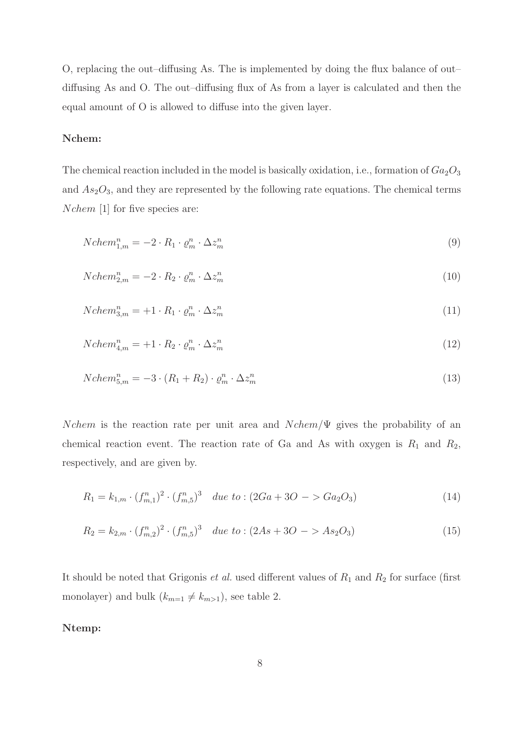O, replacing the out–diffusing As. The is implemented by doing the flux balance of out–diffusing As and O. The out–diffusing flux of As from a layer is calculated and then the equal amount of O is allowed to diffuse into the given layer.

**Nchem:**

The chemical reaction included in the model is basically oxidation, i.e., formation of $Ga_2O_3$ and $As_2O_3$, and they are represented by the following rate equations. The chemical terms $Nchem$ [1] for five species are:

$$Nchem^n_{1,m} = -2 \cdot R_1 \cdot \varrho^n_m \cdot \Delta z^n_m \tag{9}$$

$$Nchem^n_{2,m} = -2 \cdot R_2 \cdot \varrho^n_m \cdot \Delta z^n_m \tag{10}$$

$$Nchem^n_{3,m} = +1 \cdot R_1 \cdot \varrho^n_m \cdot \Delta z^n_m \tag{11}$$

$$Nchem^n_{4,m} = +1 \cdot R_2 \cdot \varrho^n_m \cdot \Delta z^n_m \tag{12}$$

$$Nchem^n_{5,m} = -3 \cdot (R_1 + R_2) \cdot \varrho^n_m \cdot \Delta z^n_m \tag{13}$$

$Nchem$ is the reaction rate per unit area and $Nchem/\Psi$ gives the probability of an chemical reaction event. The reaction rate of Ga and As with oxygen is $R_1$ and $R_2$, respectively, and are given by.

$$R_1 = k_{1,m} \cdot (f^n_{m,1})^2 \cdot (f^n_{m,5})^3 \quad due\ to: (2Ga + 3O -> Ga_2O_3) \tag{14}$$

$$R_2 = k_{2,m} \cdot (f^n_{m,2})^2 \cdot (f^n_{m,5})^3 \quad due\ to: (2As + 3O -> As_2O_3) \tag{15}$$

It should be noted that Grigonis *et al.* used different values of $R_1$ and $R_2$ for surface (first monolayer) and bulk ($k_{m=1} \neq k_{m>1}$), see table 2.

**Ntemp:**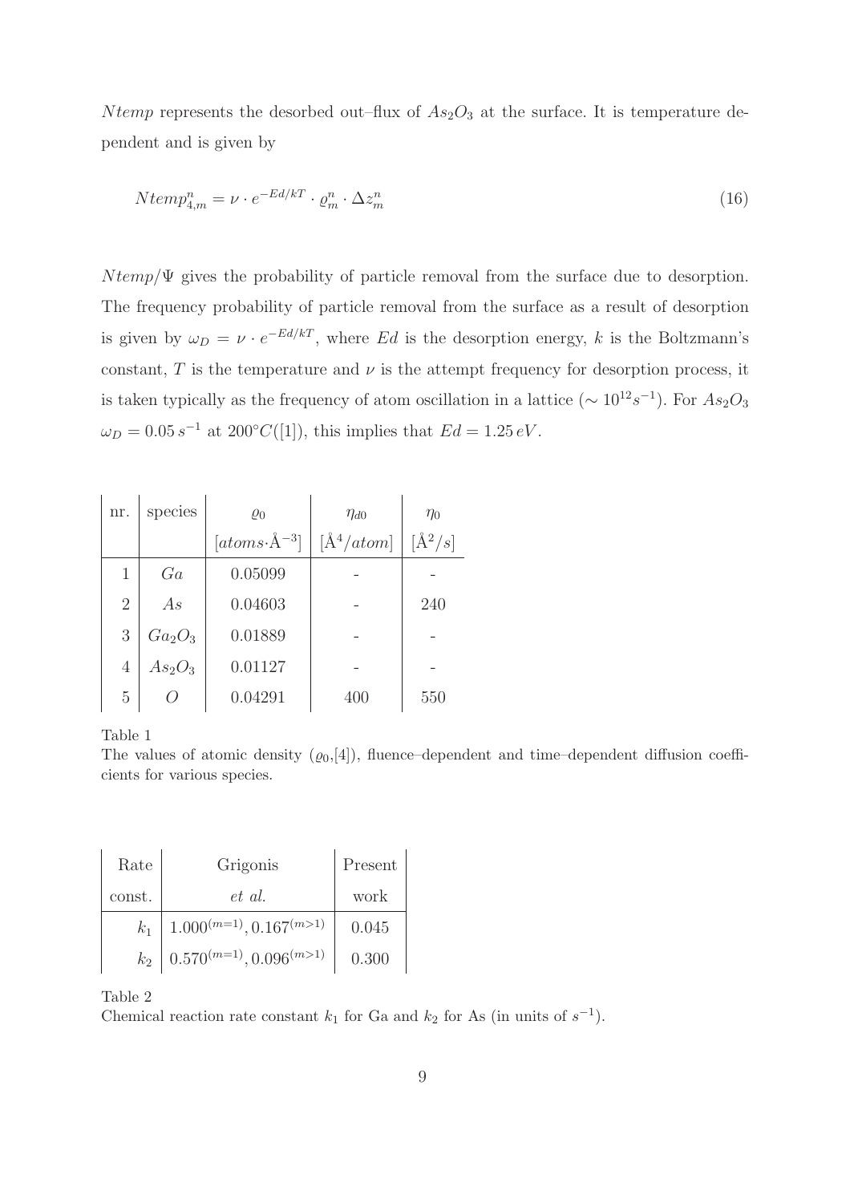$Ntemp$ represents the desorbed out–flux of $As_2O_3$ at the surface. It is temperature dependent and is given by

$$Ntemp_{4,m}^{n} = \nu \cdot e^{-Ed/kT} \cdot \varrho_m^n \cdot \Delta z_m^n \tag{16}$$

$Ntemp/\Psi$ gives the probability of particle removal from the surface due to desorption. The frequency probability of particle removal from the surface as a result of desorption is given by $\omega_D = \nu \cdot e^{-Ed/kT}$, where $Ed$ is the desorption energy, $k$ is the Boltzmann's constant, $T$ is the temperature and $\nu$ is the attempt frequency for desorption process, it is taken typically as the frequency of atom oscillation in a lattice ($\sim 10^{12} s^{-1}$). For $As_2O_3$ $\omega_D = 0.05\, s^{-1}$ at $200°C$([1]), this implies that $Ed = 1.25\, eV$.

| nr. | species | $\varrho_0$ $[atoms{\cdot}\text{Å}^{-3}]$ | $\eta_{d0}$ $[\text{Å}^4/atom]$ | $\eta_0$ $[\text{Å}^2/s]$ |
|---|---|---|---|---|
| 1 | $Ga$ | 0.05099 | - | - |
| 2 | $As$ | 0.04603 | - | 240 |
| 3 | $Ga_2O_3$ | 0.01889 | - | - |
| 4 | $As_2O_3$ | 0.01127 | - | - |
| 5 | $O$ | 0.04291 | 400 | 550 |

Table 1
The values of atomic density ($\varrho_0$,[4]), fluence–dependent and time–dependent diffusion coefficients for various species.

| Rate const. | Grigonis *et al.* | Present work |
|---|---|---|
| $k_1$ | $1.000^{(m=1)}, 0.167^{(m>1)}$ | 0.045 |
| $k_2$ | $0.570^{(m=1)}, 0.096^{(m>1)}$ | 0.300 |

Table 2
Chemical reaction rate constant $k_1$ for Ga and $k_2$ for As (in units of $s^{-1}$).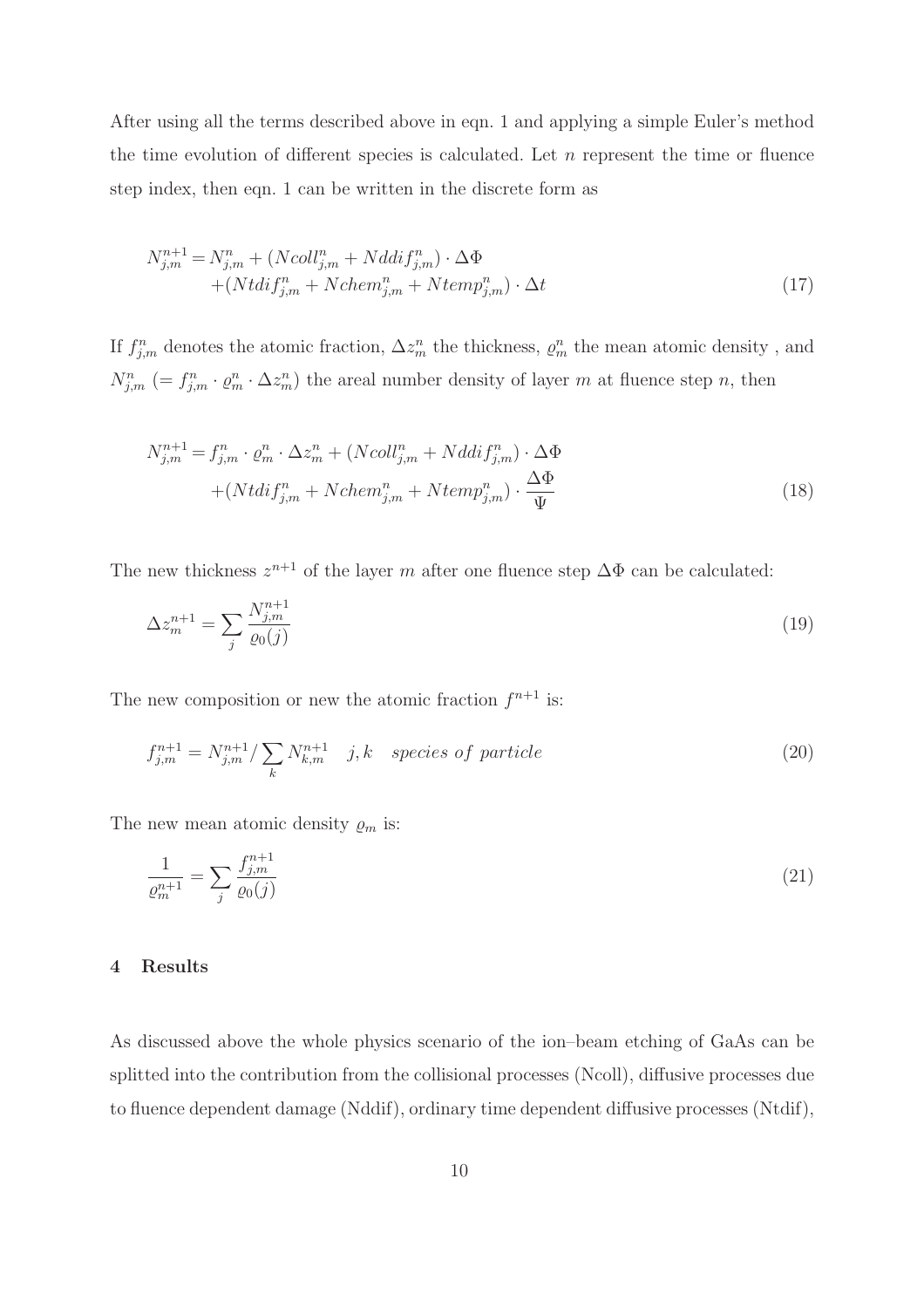After using all the terms described above in eqn. 1 and applying a simple Euler's method the time evolution of different species is calculated. Let $n$ represent the time or fluence step index, then eqn. 1 can be written in the discrete form as

$$
\begin{aligned}
N_{j,m}^{n+1} = & N_{j,m}^{n} + (Ncoll_{j,m}^{n} + Nddif_{j,m}^{n}) \cdot \Delta\Phi \\
& + (Ntdif_{j,m}^{n} + Nchem_{j,m}^{n} + Ntemp_{j,m}^{n}) \cdot \Delta t
\end{aligned}
\tag{17}
$$

If $f_{j,m}^{n}$ denotes the atomic fraction, $\Delta z_{m}^{n}$ the thickness, $\varrho_{m}^{n}$ the mean atomic density , and $N_{j,m}^{n}$ $(= f_{j,m}^{n} \cdot \varrho_{m}^{n} \cdot \Delta z_{m}^{n})$ the areal number density of layer $m$ at fluence step $n$, then

$$
\begin{aligned}
N_{j,m}^{n+1} = & f_{j,m}^{n} \cdot \varrho_{m}^{n} \cdot \Delta z_{m}^{n} + (Ncoll_{j,m}^{n} + Nddif_{j,m}^{n}) \cdot \Delta\Phi \\
& + (Ntdif_{j,m}^{n} + Nchem_{j,m}^{n} + Ntemp_{j,m}^{n}) \cdot \frac{\Delta\Phi}{\Psi}
\end{aligned}
\tag{18}
$$

The new thickness $z^{n+1}$ of the layer $m$ after one fluence step $\Delta\Phi$ can be calculated:

$$
\Delta z_{m}^{n+1} = \sum_{j} \frac{N_{j,m}^{n+1}}{\varrho_{0}(j)} \tag{19}
$$

The new composition or new the atomic fraction $f^{n+1}$ is:

$$
f_{j,m}^{n+1} = N_{j,m}^{n+1} / \sum_{k} N_{k,m}^{n+1} \quad j,k \quad species\ of\ particle \tag{20}
$$

The new mean atomic density $\varrho_{m}$ is:

$$
\frac{1}{\varrho_{m}^{n+1}} = \sum_{j} \frac{f_{j,m}^{n+1}}{\varrho_{0}(j)} \tag{21}
$$

## 4 Results

As discussed above the whole physics scenario of the ion–beam etching of GaAs can be splitted into the contribution from the collisional processes (Ncoll), diffusive processes due to fluence dependent damage (Nddif), ordinary time dependent diffusive processes (Ntdif),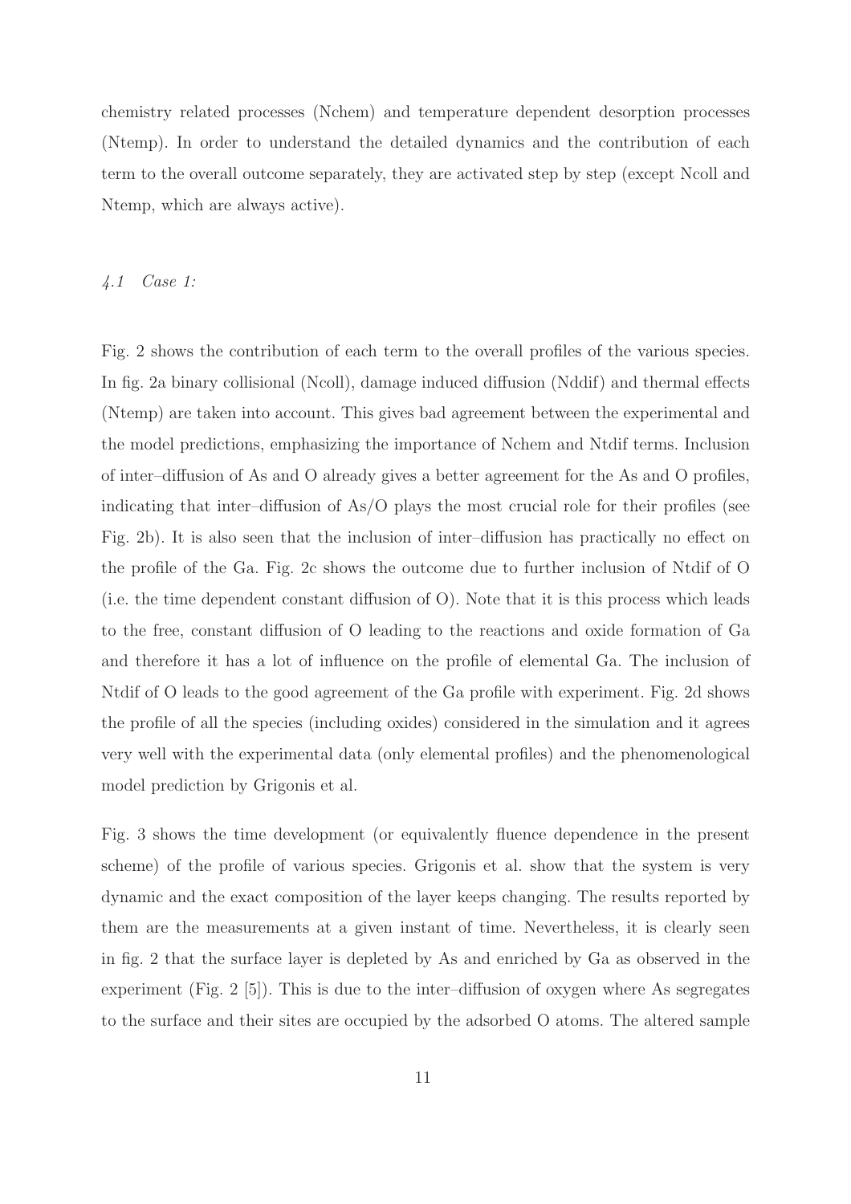chemistry related processes (Nchem) and temperature dependent desorption processes (Ntemp). In order to understand the detailed dynamics and the contribution of each term to the overall outcome separately, they are activated step by step (except Ncoll and Ntemp, which are always active).

### *4.1 Case 1:*

Fig. 2 shows the contribution of each term to the overall profiles of the various species. In fig. 2a binary collisional (Ncoll), damage induced diffusion (Nddif) and thermal effects (Ntemp) are taken into account. This gives bad agreement between the experimental and the model predictions, emphasizing the importance of Nchem and Ntdif terms. Inclusion of inter–diffusion of As and O already gives a better agreement for the As and O profiles, indicating that inter–diffusion of As/O plays the most crucial role for their profiles (see Fig. 2b). It is also seen that the inclusion of inter–diffusion has practically no effect on the profile of the Ga. Fig. 2c shows the outcome due to further inclusion of Ntdif of O (i.e. the time dependent constant diffusion of O). Note that it is this process which leads to the free, constant diffusion of O leading to the reactions and oxide formation of Ga and therefore it has a lot of influence on the profile of elemental Ga. The inclusion of Ntdif of O leads to the good agreement of the Ga profile with experiment. Fig. 2d shows the profile of all the species (including oxides) considered in the simulation and it agrees very well with the experimental data (only elemental profiles) and the phenomenological model prediction by Grigonis et al.

Fig. 3 shows the time development (or equivalently fluence dependence in the present scheme) of the profile of various species. Grigonis et al. show that the system is very dynamic and the exact composition of the layer keeps changing. The results reported by them are the measurements at a given instant of time. Nevertheless, it is clearly seen in fig. 2 that the surface layer is depleted by As and enriched by Ga as observed in the experiment (Fig. 2 [5]). This is due to the inter–diffusion of oxygen where As segregates to the surface and their sites are occupied by the adsorbed O atoms. The altered sample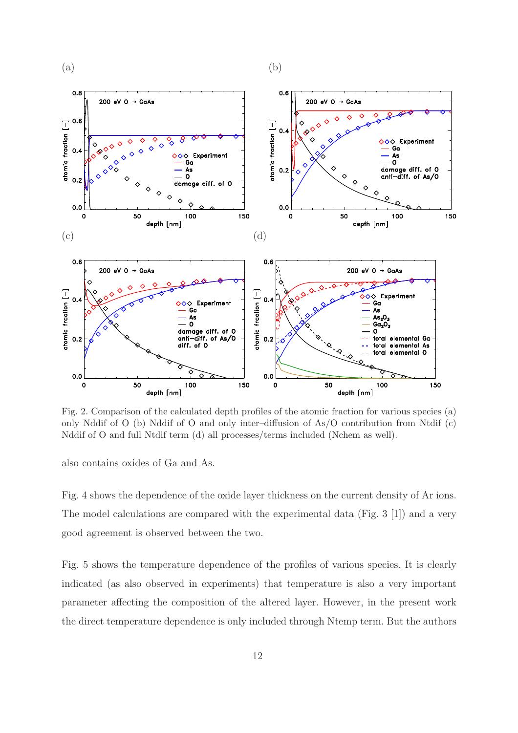(a) (b)

(c) (d)

Fig. 2. Comparison of the calculated depth profiles of the atomic fraction for various species (a) only Nddif of O (b) Nddif of O and only inter–diffusion of As/O contribution from Ntdif (c) Nddif of O and full Ntdif term (d) all processes/terms included (Nchem as well).

also contains oxides of Ga and As.

Fig. 4 shows the dependence of the oxide layer thickness on the current density of Ar ions. The model calculations are compared with the experimental data (Fig. 3 [1]) and a very good agreement is observed between the two.

Fig. 5 shows the temperature dependence of the profiles of various species. It is clearly indicated (as also observed in experiments) that temperature is also a very important parameter affecting the composition of the altered layer. However, in the present work the direct temperature dependence is only included through Ntemp term. But the authors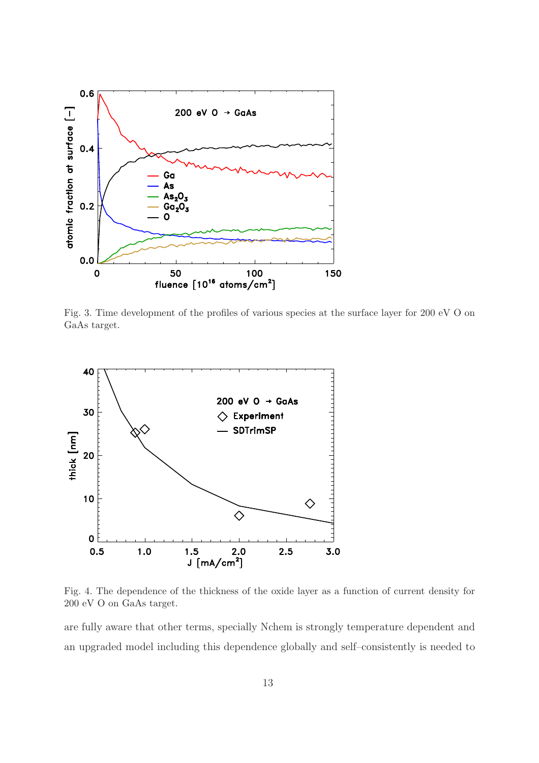Fig. 3. Time development of the profiles of various species at the surface layer for 200 eV O on GaAs target.

Fig. 4. The dependence of the thickness of the oxide layer as a function of current density for 200 eV O on GaAs target.

are fully aware that other terms, specially Nchem is strongly temperature dependent and an upgraded model including this dependence globally and self–consistently is needed to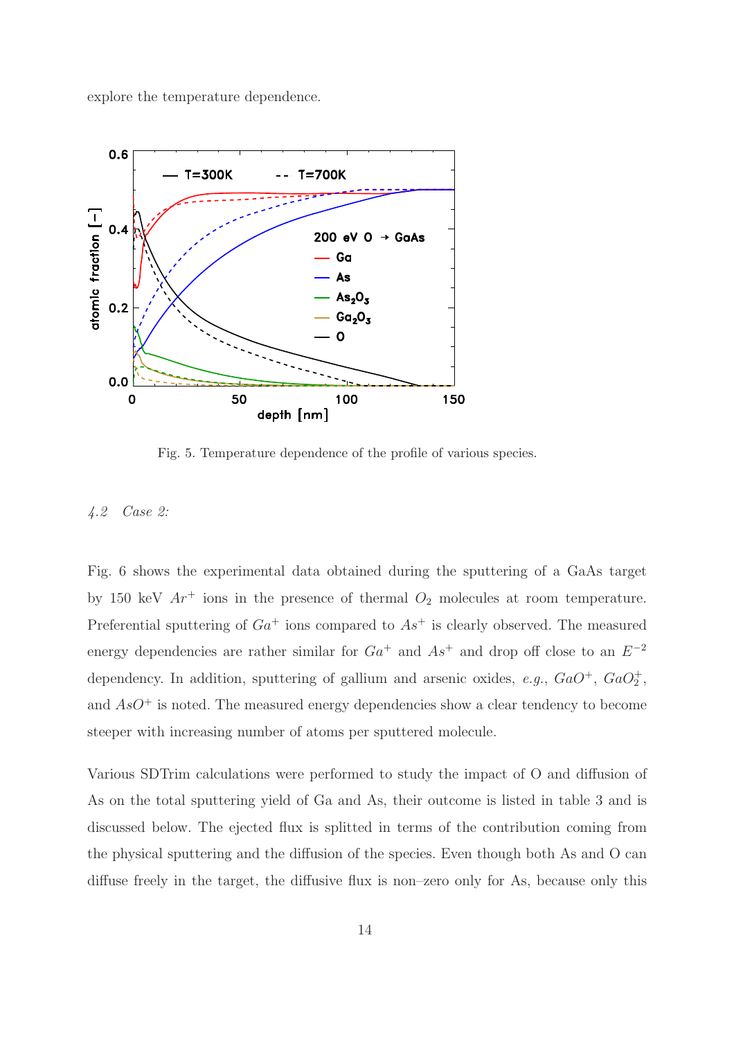explore the temperature dependence.

Fig. 5. Temperature dependence of the profile of various species.

### 4.2 *Case 2:*

Fig. 6 shows the experimental data obtained during the sputtering of a GaAs target by 150 keV $Ar^+$ ions in the presence of thermal $O_2$ molecules at room temperature. Preferential sputtering of $Ga^+$ ions compared to $As^+$ is clearly observed. The measured energy dependencies are rather similar for $Ga^+$ and $As^+$ and drop off close to an $E^{-2}$ dependency. In addition, sputtering of gallium and arsenic oxides, *e.g.*, $GaO^+$, $GaO_2^+$, and $AsO^+$ is noted. The measured energy dependencies show a clear tendency to become steeper with increasing number of atoms per sputtered molecule.

Various SDTrim calculations were performed to study the impact of O and diffusion of As on the total sputtering yield of Ga and As, their outcome is listed in table 3 and is discussed below. The ejected flux is splitted in terms of the contribution coming from the physical sputtering and the diffusion of the species. Even though both As and O can diffuse freely in the target, the diffusive flux is non–zero only for As, because only this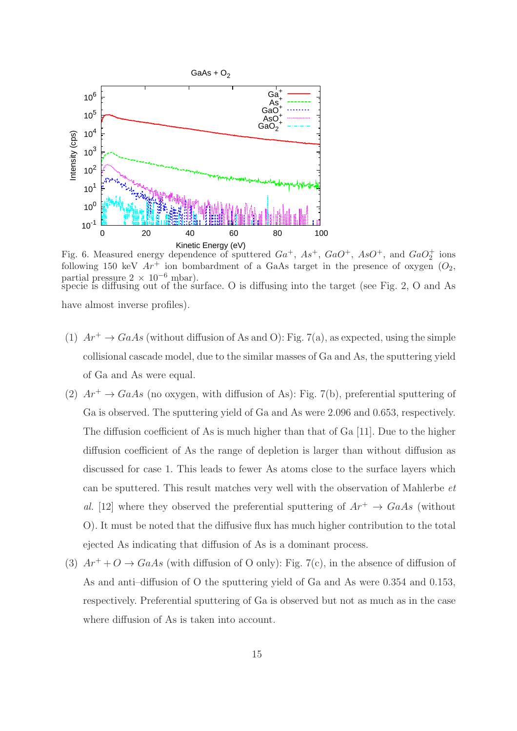Fig. 6. Measured energy dependence of sputtered $Ga^+$, $As^+$, $GaO^+$, $AsO^+$, and $GaO_2^+$ ions following 150 keV $Ar^+$ ion bombardment of a GaAs target in the presence of oxygen ($O_2$, partial pressure $2 \times 10^{-6}$ mbar).

specie is diffusing out of the surface. O is diffusing into the target (see Fig. 2, O and As have almost inverse profiles).

(1) $Ar^+ \rightarrow GaAs$ (without diffusion of As and O): Fig. 7(a), as expected, using the simple collisional cascade model, due to the similar masses of Ga and As, the sputtering yield of Ga and As were equal.

(2) $Ar^+ \rightarrow GaAs$ (no oxygen, with diffusion of As): Fig. 7(b), preferential sputtering of Ga is observed. The sputtering yield of Ga and As were 2.096 and 0.653, respectively. The diffusion coefficient of As is much higher than that of Ga [11]. Due to the higher diffusion coefficient of As the range of depletion is larger than without diffusion as discussed for case 1. This leads to fewer As atoms close to the surface layers which can be sputtered. This result matches very well with the observation of Mahlerbe *et al.* [12] where they observed the preferential sputtering of $Ar^+ \rightarrow GaAs$ (without O). It must be noted that the diffusive flux has much higher contribution to the total ejected As indicating that diffusion of As is a dominant process.

(3) $Ar^+ + O \rightarrow GaAs$ (with diffusion of O only): Fig. 7(c), in the absence of diffusion of As and anti–diffusion of O the sputtering yield of Ga and As were 0.354 and 0.153, respectively. Preferential sputtering of Ga is observed but not as much as in the case where diffusion of As is taken into account.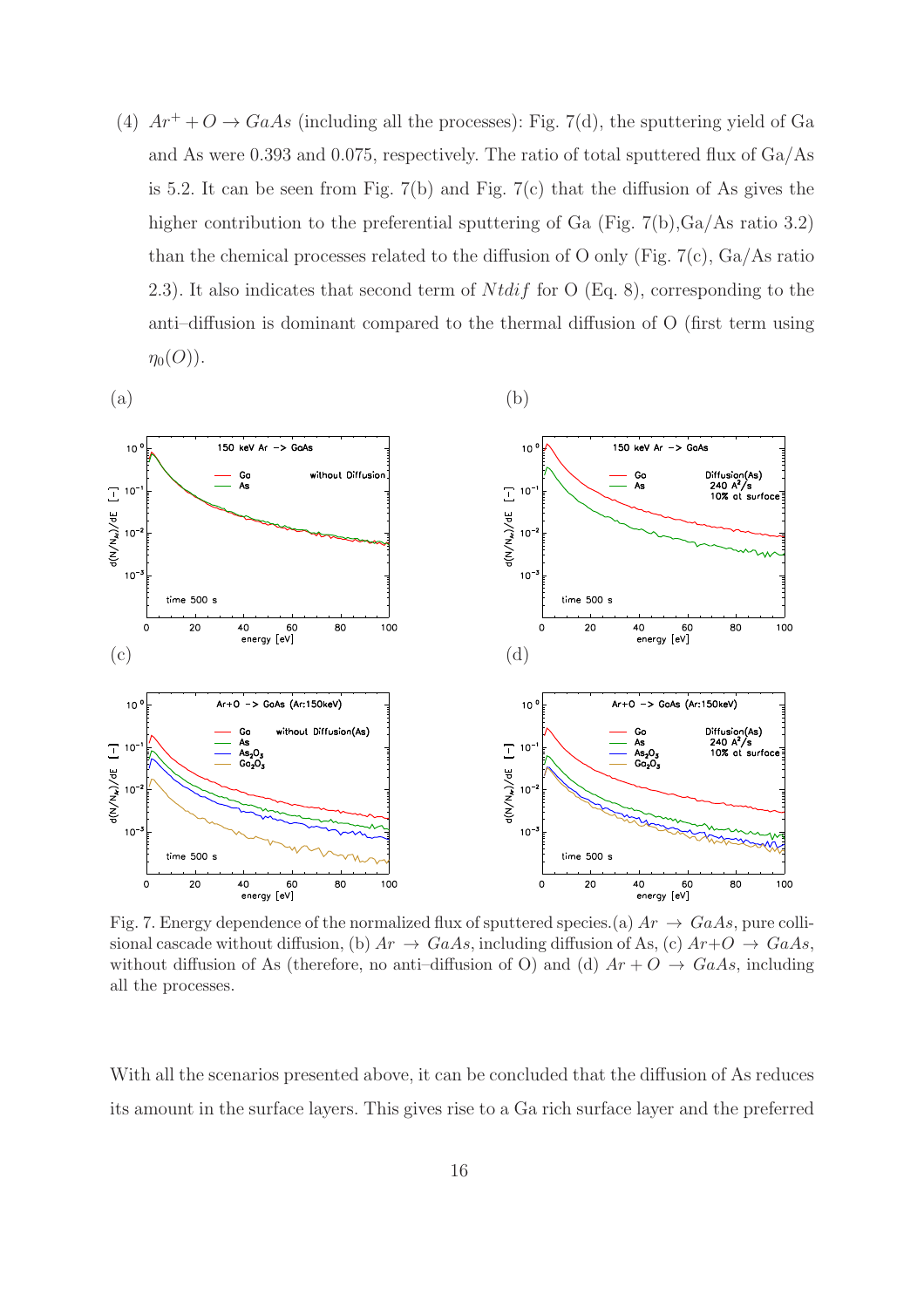(4) $Ar^+ + O \to GaAs$ (including all the processes): Fig. 7(d), the sputtering yield of Ga and As were 0.393 and 0.075, respectively. The ratio of total sputtered flux of Ga/As is 5.2. It can be seen from Fig. 7(b) and Fig. 7(c) that the diffusion of As gives the higher contribution to the preferential sputtering of Ga (Fig. 7(b),Ga/As ratio 3.2) than the chemical processes related to the diffusion of O only (Fig. 7(c), Ga/As ratio 2.3). It also indicates that second term of $Ntdif$ for O (Eq. 8), corresponding to the anti–diffusion is dominant compared to the thermal diffusion of O (first term using $\eta_0(O)$).

(a) (b) (c) (d)

Fig. 7. Energy dependence of the normalized flux of sputtered species.(a) $Ar \to GaAs$, pure collisional cascade without diffusion, (b) $Ar \to GaAs$, including diffusion of As, (c) $Ar{+}O \to GaAs$, without diffusion of As (therefore, no anti–diffusion of O) and (d) $Ar + O \to GaAs$, including all the processes.

With all the scenarios presented above, it can be concluded that the diffusion of As reduces its amount in the surface layers. This gives rise to a Ga rich surface layer and the preferred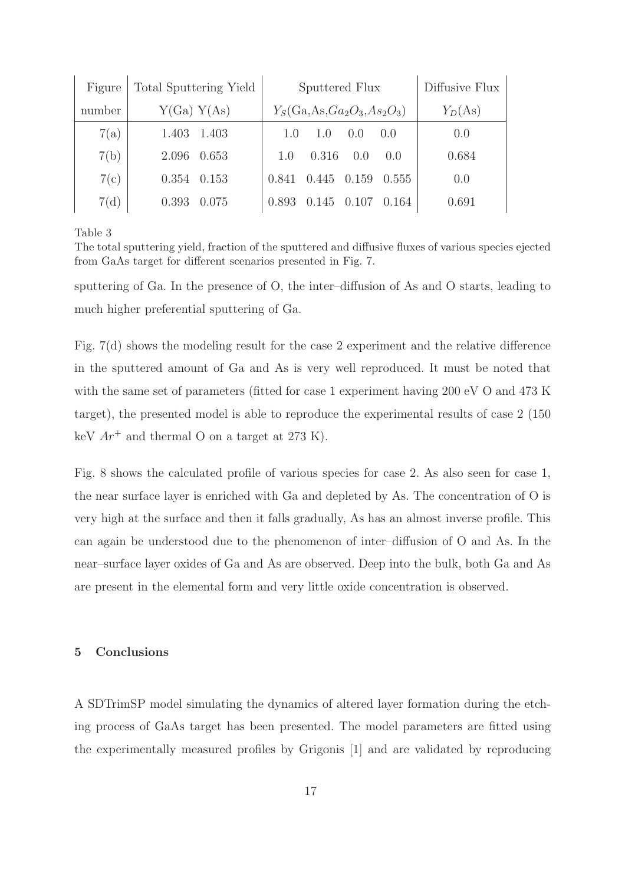| Figure number | Total Sputtering Yield Y(Ga) | Y(As) | Sputtered Flux $Y_S$(Ga,As,$Ga_2O_3$,$As_2O_3$) | | | | Diffusive Flux $Y_D$(As) |
|---|---|---|---|---|---|---|---|
| 7(a) | 1.403 | 1.403 | 1.0 | 1.0 | 0.0 | 0.0 | 0.0 |
| 7(b) | 2.096 | 0.653 | 1.0 | 0.316 | 0.0 | 0.0 | 0.684 |
| 7(c) | 0.354 | 0.153 | 0.841 | 0.445 | 0.159 | 0.555 | 0.0 |
| 7(d) | 0.393 | 0.075 | 0.893 | 0.145 | 0.107 | 0.164 | 0.691 |

Table 3
The total sputtering yield, fraction of the sputtered and diffusive fluxes of various species ejected from GaAs target for different scenarios presented in Fig. 7.

sputtering of Ga. In the presence of O, the inter–diffusion of As and O starts, leading to much higher preferential sputtering of Ga.

Fig. 7(d) shows the modeling result for the case 2 experiment and the relative difference in the sputtered amount of Ga and As is very well reproduced. It must be noted that with the same set of parameters (fitted for case 1 experiment having 200 eV O and 473 K target), the presented model is able to reproduce the experimental results of case 2 (150 keV $Ar^+$ and thermal O on a target at 273 K).

Fig. 8 shows the calculated profile of various species for case 2. As also seen for case 1, the near surface layer is enriched with Ga and depleted by As. The concentration of O is very high at the surface and then it falls gradually, As has an almost inverse profile. This can again be understood due to the phenomenon of inter–diffusion of O and As. In the near–surface layer oxides of Ga and As are observed. Deep into the bulk, both Ga and As are present in the elemental form and very little oxide concentration is observed.

## 5 Conclusions

A SDTrimSP model simulating the dynamics of altered layer formation during the etching process of GaAs target has been presented. The model parameters are fitted using the experimentally measured profiles by Grigonis [1] and are validated by reproducing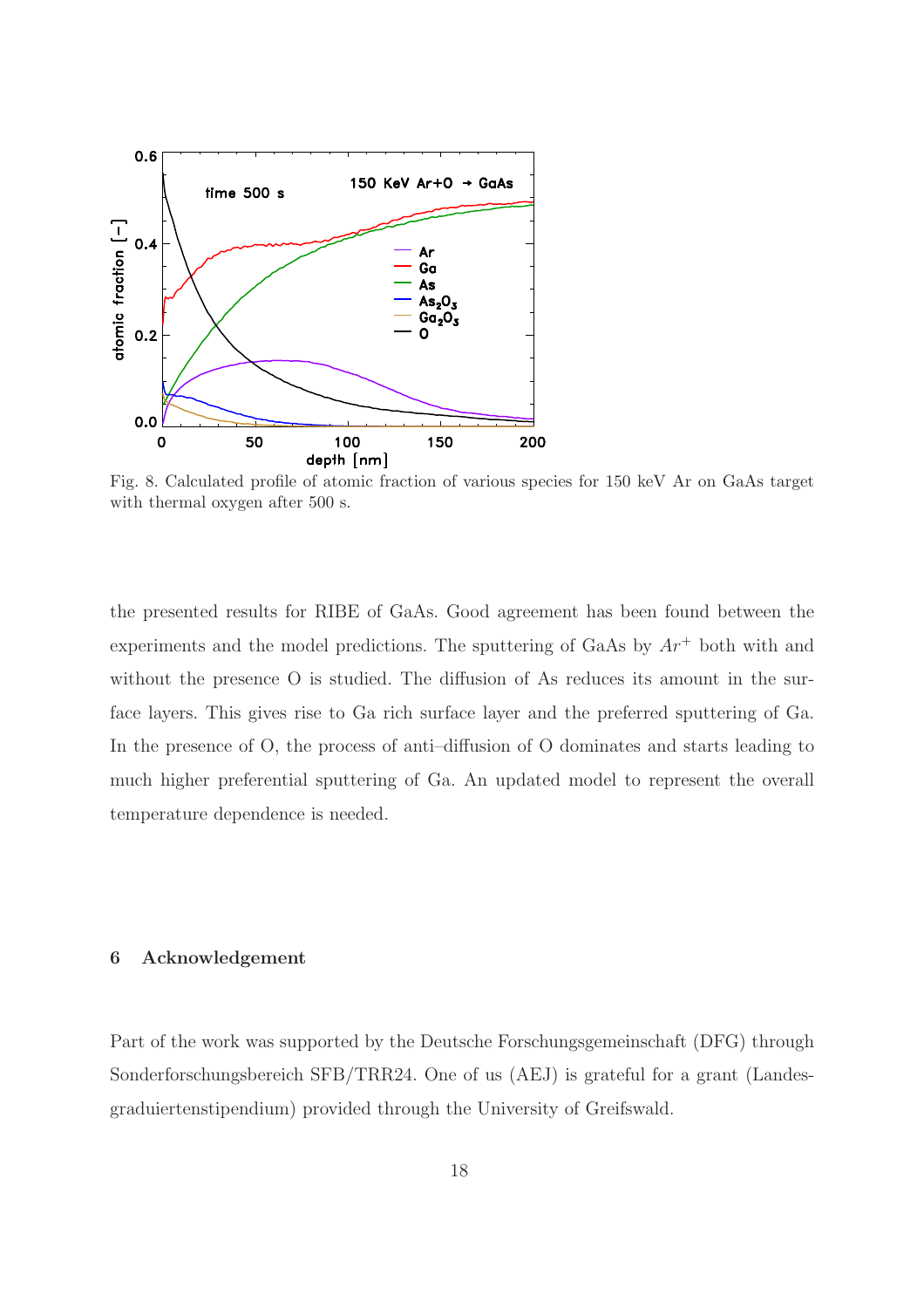Fig. 8. Calculated profile of atomic fraction of various species for 150 keV Ar on GaAs target with thermal oxygen after 500 s.

the presented results for RIBE of GaAs. Good agreement has been found between the experiments and the model predictions. The sputtering of GaAs by $Ar^+$ both with and without the presence O is studied. The diffusion of As reduces its amount in the surface layers. This gives rise to Ga rich surface layer and the preferred sputtering of Ga. In the presence of O, the process of anti–diffusion of O dominates and starts leading to much higher preferential sputtering of Ga. An updated model to represent the overall temperature dependence is needed.

## 6 Acknowledgement

Part of the work was supported by the Deutsche Forschungsgemeinschaft (DFG) through Sonderforschungsbereich SFB/TRR24. One of us (AEJ) is grateful for a grant (Landesgraduiertenstipendium) provided through the University of Greifswald.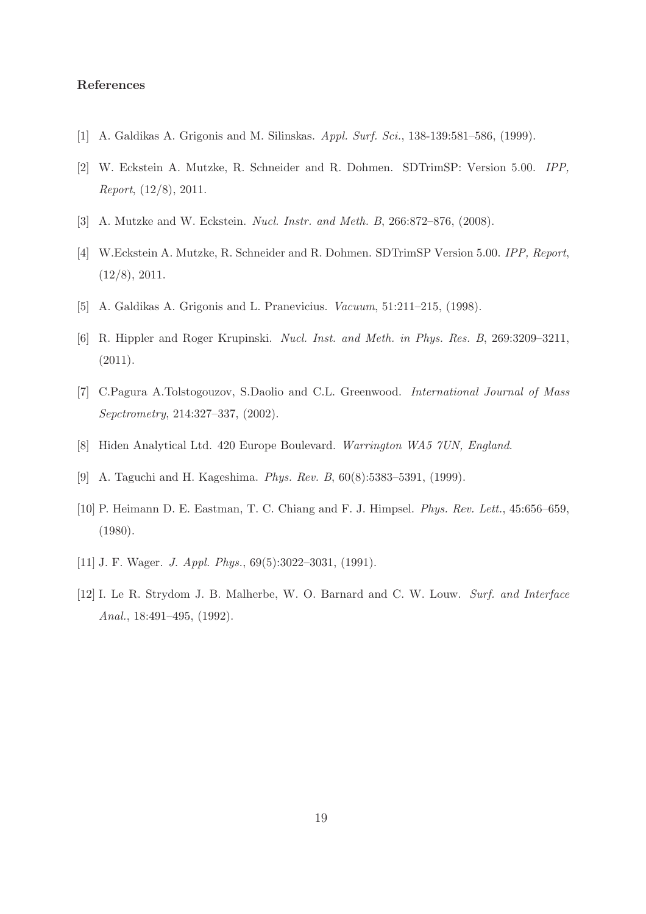## References

[1] A. Galdikas A. Grigonis and M. Silinskas. *Appl. Surf. Sci.*, 138-139:581–586, (1999).

[2] W. Eckstein A. Mutzke, R. Schneider and R. Dohmen. SDTrimSP: Version 5.00. *IPP, Report*, (12/8), 2011.

[3] A. Mutzke and W. Eckstein. *Nucl. Instr. and Meth. B*, 266:872–876, (2008).

[4] W.Eckstein A. Mutzke, R. Schneider and R. Dohmen. SDTrimSP Version 5.00. *IPP, Report*, (12/8), 2011.

[5] A. Galdikas A. Grigonis and L. Pranevicius. *Vacuum*, 51:211–215, (1998).

[6] R. Hippler and Roger Krupinski. *Nucl. Inst. and Meth. in Phys. Res. B*, 269:3209–3211, (2011).

[7] C.Pagura A.Tolstogouzov, S.Daolio and C.L. Greenwood. *International Journal of Mass Sepctrometry*, 214:327–337, (2002).

[8] Hiden Analytical Ltd. 420 Europe Boulevard. *Warrington WA5 7UN, England*.

[9] A. Taguchi and H. Kageshima. *Phys. Rev. B*, 60(8):5383–5391, (1999).

[10] P. Heimann D. E. Eastman, T. C. Chiang and F. J. Himpsel. *Phys. Rev. Lett.*, 45:656–659, (1980).

[11] J. F. Wager. *J. Appl. Phys.*, 69(5):3022–3031, (1991).

[12] I. Le R. Strydom J. B. Malherbe, W. O. Barnard and C. W. Louw. *Surf. and Interface Anal.*, 18:491–495, (1992).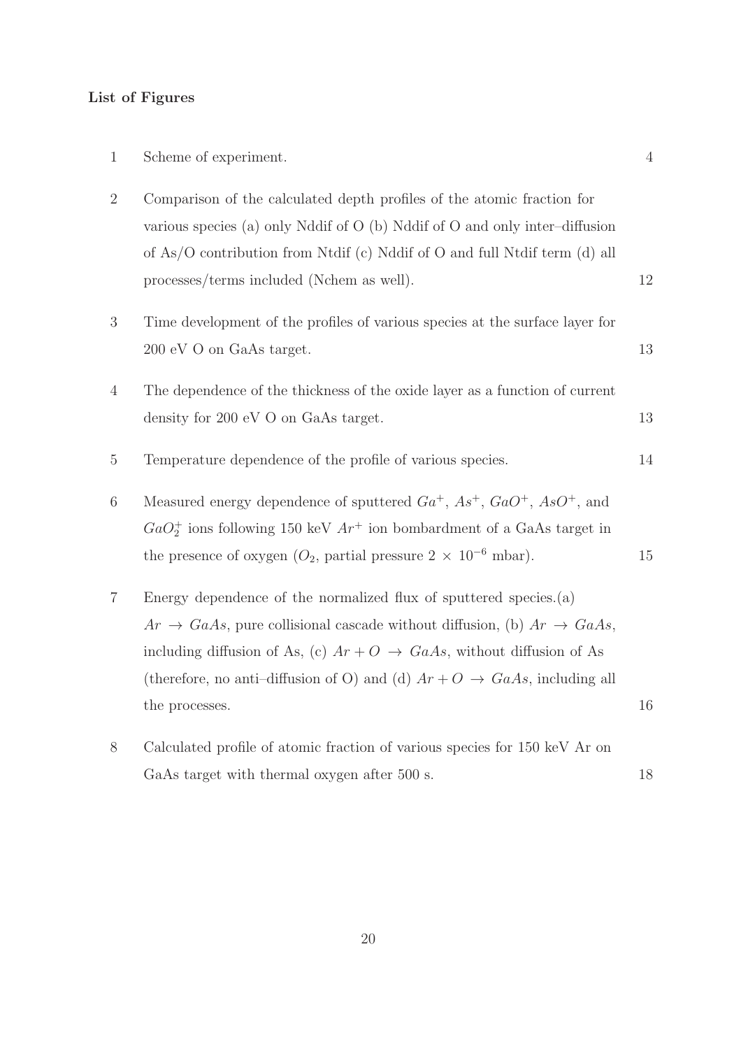**List of Figures**

1 Scheme of experiment. 4

2 Comparison of the calculated depth profiles of the atomic fraction for various species (a) only Nddif of O (b) Nddif of O and only inter–diffusion of As/O contribution from Ntdif (c) Nddif of O and full Ntdif term (d) all processes/terms included (Nchem as well). 12

3 Time development of the profiles of various species at the surface layer for 200 eV O on GaAs target. 13

4 The dependence of the thickness of the oxide layer as a function of current density for 200 eV O on GaAs target. 13

5 Temperature dependence of the profile of various species. 14

6 Measured energy dependence of sputtered $Ga^+$, $As^+$, $GaO^+$, $AsO^+$, and $GaO_2^+$ ions following 150 keV $Ar^+$ ion bombardment of a GaAs target in the presence of oxygen ($O_2$, partial pressure $2 \times 10^{-6}$ mbar). 15

7 Energy dependence of the normalized flux of sputtered species.(a) $Ar \rightarrow GaAs$, pure collisional cascade without diffusion, (b) $Ar \rightarrow GaAs$, including diffusion of As, (c) $Ar + O \rightarrow GaAs$, without diffusion of As (therefore, no anti–diffusion of O) and (d) $Ar + O \rightarrow GaAs$, including all the processes. 16

8 Calculated profile of atomic fraction of various species for 150 keV Ar on GaAs target with thermal oxygen after 500 s. 18